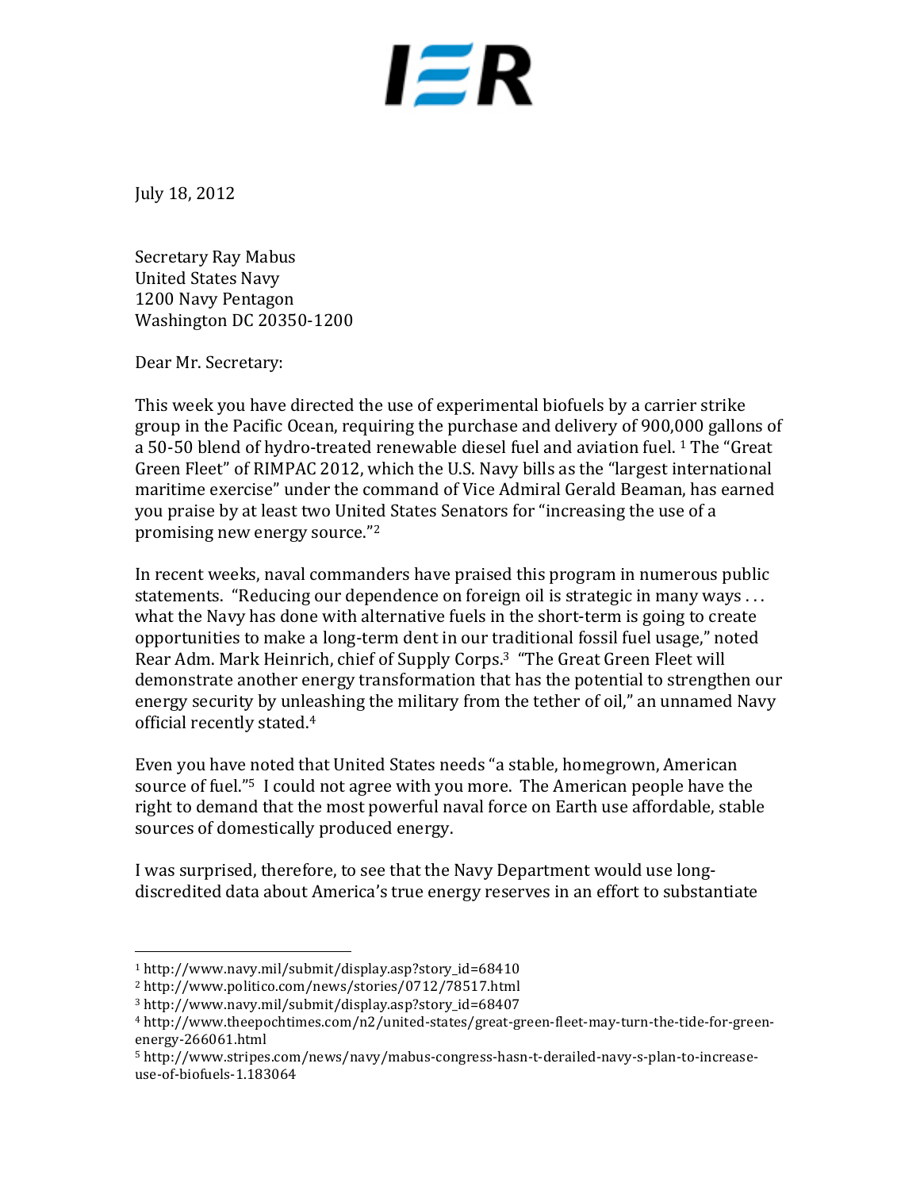IER

July 18, 2012

Secretary Ray Mabus
United States Navy
1200 Navy Pentagon
Washington DC 20350-1200

Dear Mr. Secretary:

This week you have directed the use of experimental biofuels by a carrier strike group in the Pacific Ocean, requiring the purchase and delivery of 900,000 gallons of a 50-50 blend of hydro-treated renewable diesel fuel and aviation fuel. [1] The "Great Green Fleet" of RIMPAC 2012, which the U.S. Navy bills as the "largest international maritime exercise" under the command of Vice Admiral Gerald Beaman, has earned you praise by at least two United States Senators for "increasing the use of a promising new energy source."[2]

In recent weeks, naval commanders have praised this program in numerous public statements. "Reducing our dependence on foreign oil is strategic in many ways . . . what the Navy has done with alternative fuels in the short-term is going to create opportunities to make a long-term dent in our traditional fossil fuel usage," noted Rear Adm. Mark Heinrich, chief of Supply Corps.[3] "The Great Green Fleet will demonstrate another energy transformation that has the potential to strengthen our energy security by unleashing the military from the tether of oil," an unnamed Navy official recently stated.[4]

Even you have noted that United States needs "a stable, homegrown, American source of fuel."[5] I could not agree with you more. The American people have the right to demand that the most powerful naval force on Earth use affordable, stable sources of domestically produced energy.

I was surprised, therefore, to see that the Navy Department would use long-discredited data about America's true energy reserves in an effort to substantiate

---

[1] http://www.navy.mil/submit/display.asp?story_id=68410
[2] http://www.politico.com/news/stories/0712/78517.html
[3] http://www.navy.mil/submit/display.asp?story_id=68407
[4] http://www.theepochtimes.com/n2/united-states/great-green-fleet-may-turn-the-tide-for-green-energy-266061.html
[5] http://www.stripes.com/news/navy/mabus-congress-hasn-t-derailed-navy-s-plan-to-increase-use-of-biofuels-1.183064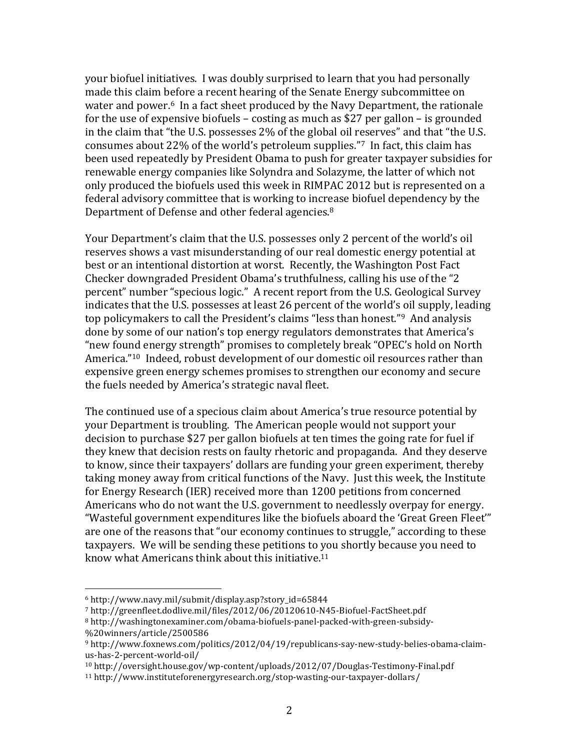your biofuel initiatives. I was doubly surprised to learn that you had personally made this claim before a recent hearing of the Senate Energy subcommittee on water and power.[6] In a fact sheet produced by the Navy Department, the rationale for the use of expensive biofuels – costing as much as $27 per gallon – is grounded in the claim that "the U.S. possesses 2% of the global oil reserves" and that "the U.S. consumes about 22% of the world's petroleum supplies."[7] In fact, this claim has been used repeatedly by President Obama to push for greater taxpayer subsidies for renewable energy companies like Solyndra and Solazyme, the latter of which not only produced the biofuels used this week in RIMPAC 2012 but is represented on a federal advisory committee that is working to increase biofuel dependency by the Department of Defense and other federal agencies.[8]

Your Department's claim that the U.S. possesses only 2 percent of the world's oil reserves shows a vast misunderstanding of our real domestic energy potential at best or an intentional distortion at worst. Recently, the Washington Post Fact Checker downgraded President Obama's truthfulness, calling his use of the "2 percent" number "specious logic." A recent report from the U.S. Geological Survey indicates that the U.S. possesses at least 26 percent of the world's oil supply, leading top policymakers to call the President's claims "less than honest."[9] And analysis done by some of our nation's top energy regulators demonstrates that America's "new found energy strength" promises to completely break "OPEC's hold on North America."[10] Indeed, robust development of our domestic oil resources rather than expensive green energy schemes promises to strengthen our economy and secure the fuels needed by America's strategic naval fleet.

The continued use of a specious claim about America's true resource potential by your Department is troubling. The American people would not support your decision to purchase $27 per gallon biofuels at ten times the going rate for fuel if they knew that decision rests on faulty rhetoric and propaganda. And they deserve to know, since their taxpayers' dollars are funding your green experiment, thereby taking money away from critical functions of the Navy. Just this week, the Institute for Energy Research (IER) received more than 1200 petitions from concerned Americans who do not want the U.S. government to needlessly overpay for energy. "Wasteful government expenditures like the biofuels aboard the 'Great Green Fleet'" are one of the reasons that "our economy continues to struggle," according to these taxpayers. We will be sending these petitions to you shortly because you need to know what Americans think about this initiative.[11]

---

[6] http://www.navy.mil/submit/display.asp?story_id=65844

[7] http://greenfleet.dodlive.mil/files/2012/06/20120610-N45-Biofuel-FactSheet.pdf

[8] http://washingtonexaminer.com/obama-biofuels-panel-packed-with-green-subsidy-%20winners/article/2500586

[9] http://www.foxnews.com/politics/2012/04/19/republicans-say-new-study-belies-obama-claim-us-has-2-percent-world-oil/

[10] http://oversight.house.gov/wp-content/uploads/2012/07/Douglas-Testimony-Final.pdf

[11] http://www.instituteforenergyresearch.org/stop-wasting-our-taxpayer-dollars/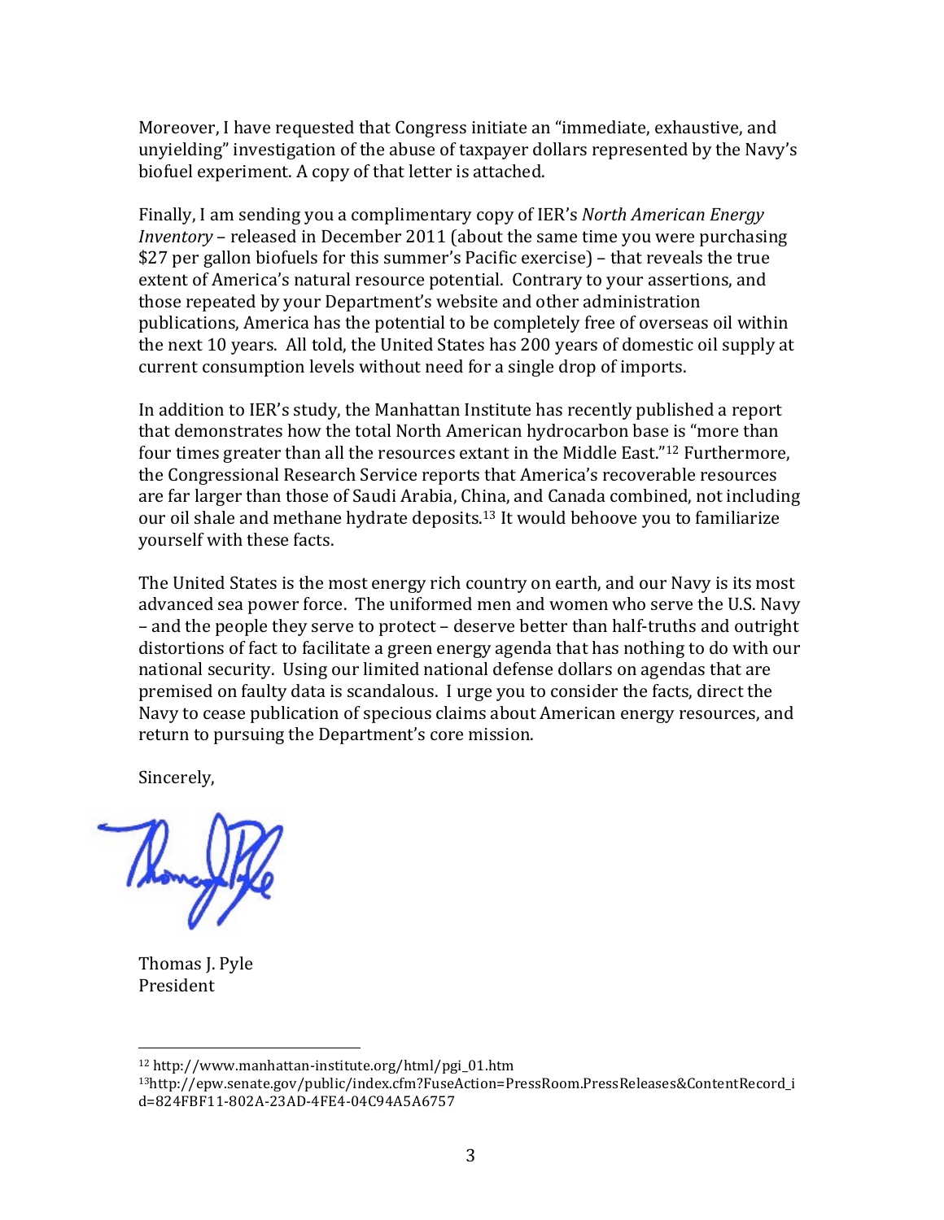Moreover, I have requested that Congress initiate an "immediate, exhaustive, and unyielding" investigation of the abuse of taxpayer dollars represented by the Navy's biofuel experiment. A copy of that letter is attached.

Finally, I am sending you a complimentary copy of IER's *North American Energy Inventory* – released in December 2011 (about the same time you were purchasing $27 per gallon biofuels for this summer's Pacific exercise) – that reveals the true extent of America's natural resource potential. Contrary to your assertions, and those repeated by your Department's website and other administration publications, America has the potential to be completely free of overseas oil within the next 10 years. All told, the United States has 200 years of domestic oil supply at current consumption levels without need for a single drop of imports.

In addition to IER's study, the Manhattan Institute has recently published a report that demonstrates how the total North American hydrocarbon base is "more than four times greater than all the resources extant in the Middle East."[12] Furthermore, the Congressional Research Service reports that America's recoverable resources are far larger than those of Saudi Arabia, China, and Canada combined, not including our oil shale and methane hydrate deposits.[13] It would behoove you to familiarize yourself with these facts.

The United States is the most energy rich country on earth, and our Navy is its most advanced sea power force. The uniformed men and women who serve the U.S. Navy – and the people they serve to protect – deserve better than half-truths and outright distortions of fact to facilitate a green energy agenda that has nothing to do with our national security. Using our limited national defense dollars on agendas that are premised on faulty data is scandalous. I urge you to consider the facts, direct the Navy to cease publication of specious claims about American energy resources, and return to pursuing the Department's core mission.

Sincerely,

Thomas J. Pyle
President

---

[12] http://www.manhattan-institute.org/html/pgi_01.htm

[13] http://epw.senate.gov/public/index.cfm?FuseAction=PressRoom.PressReleases&ContentRecord_id=824FBF11-802A-23AD-4FE4-04C94A5A6757